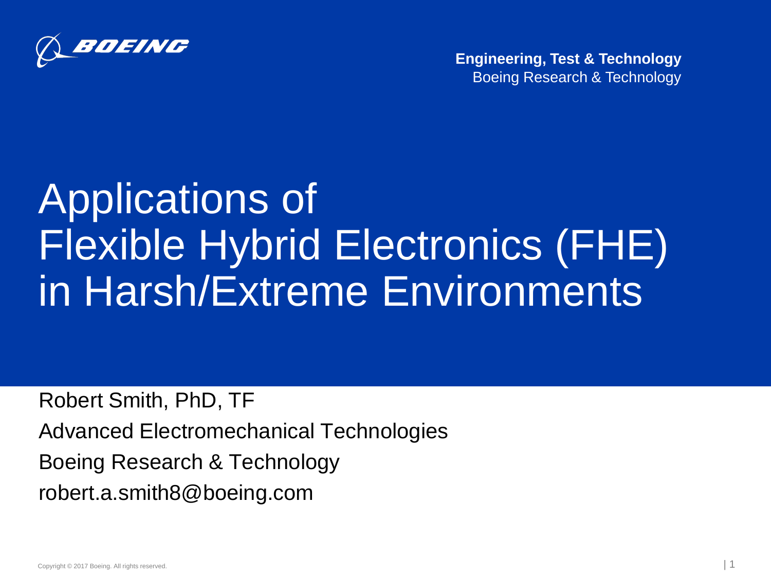**Engineering, Test & Technology**
Boeing Research & Technology

# Applications of Flexible Hybrid Electronics (FHE) in Harsh/Extreme Environments

Robert Smith, PhD, TF

Advanced Electromechanical Technologies

Boeing Research & Technology

robert.a.smith8@boeing.com

Copyright © 2017 Boeing. All rights reserved.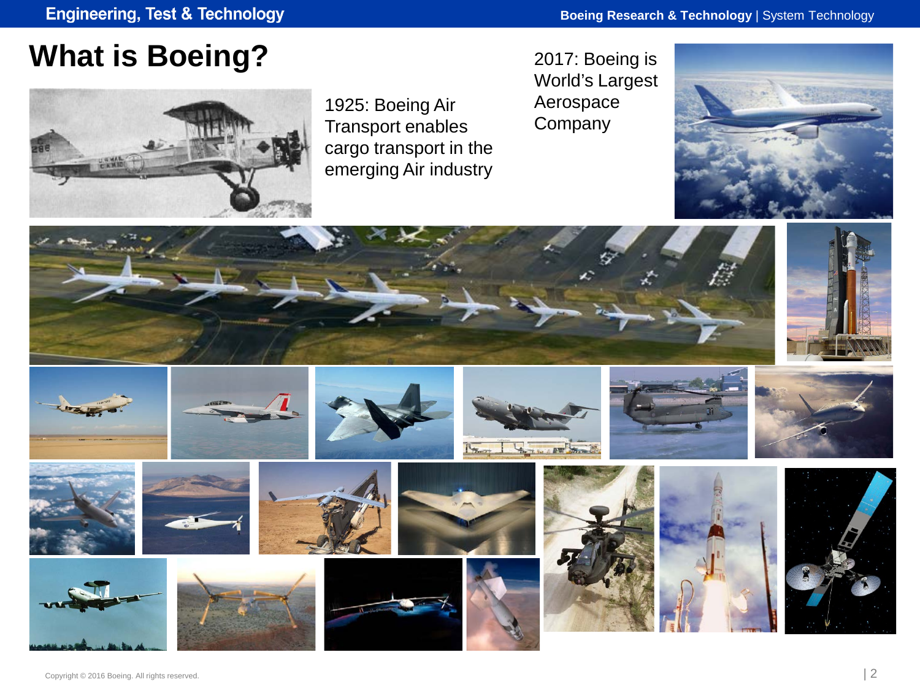# What is Boeing?

1925: Boeing Air Transport enables cargo transport in the emerging Air industry

2017: Boeing is World's Largest Aerospace Company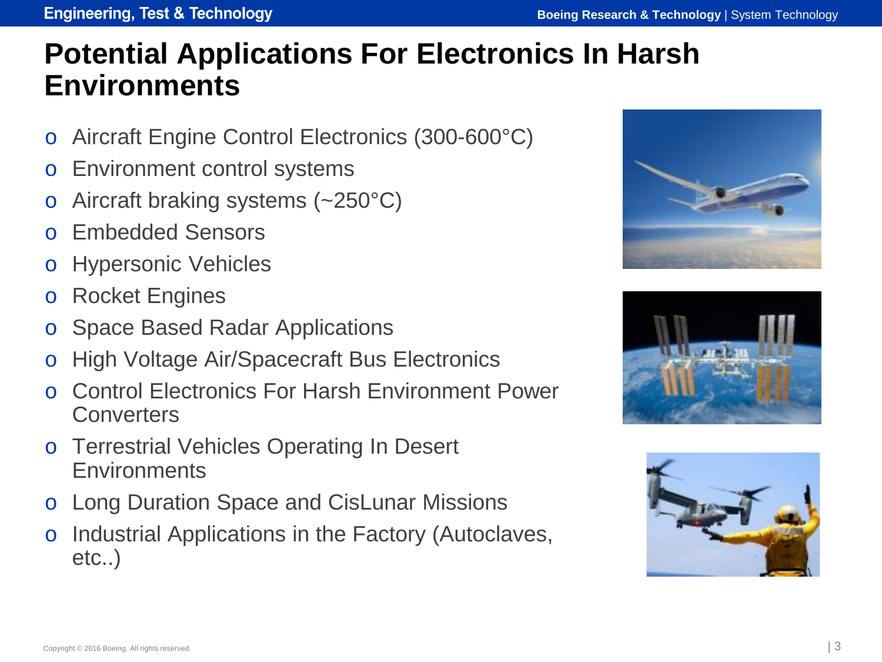# Potential Applications For Electronics In Harsh Environments

- Aircraft Engine Control Electronics (300-600°C)
- Environment control systems
- Aircraft braking systems (~250°C)
- Embedded Sensors
- Hypersonic Vehicles
- Rocket Engines
- Space Based Radar Applications
- High Voltage Air/Spacecraft Bus Electronics
- Control Electronics For Harsh Environment Power Converters
- Terrestrial Vehicles Operating In Desert Environments
- Long Duration Space and CisLunar Missions
- Industrial Applications in the Factory (Autoclaves, etc..)

Copyright © 2016 Boeing. All rights reserved.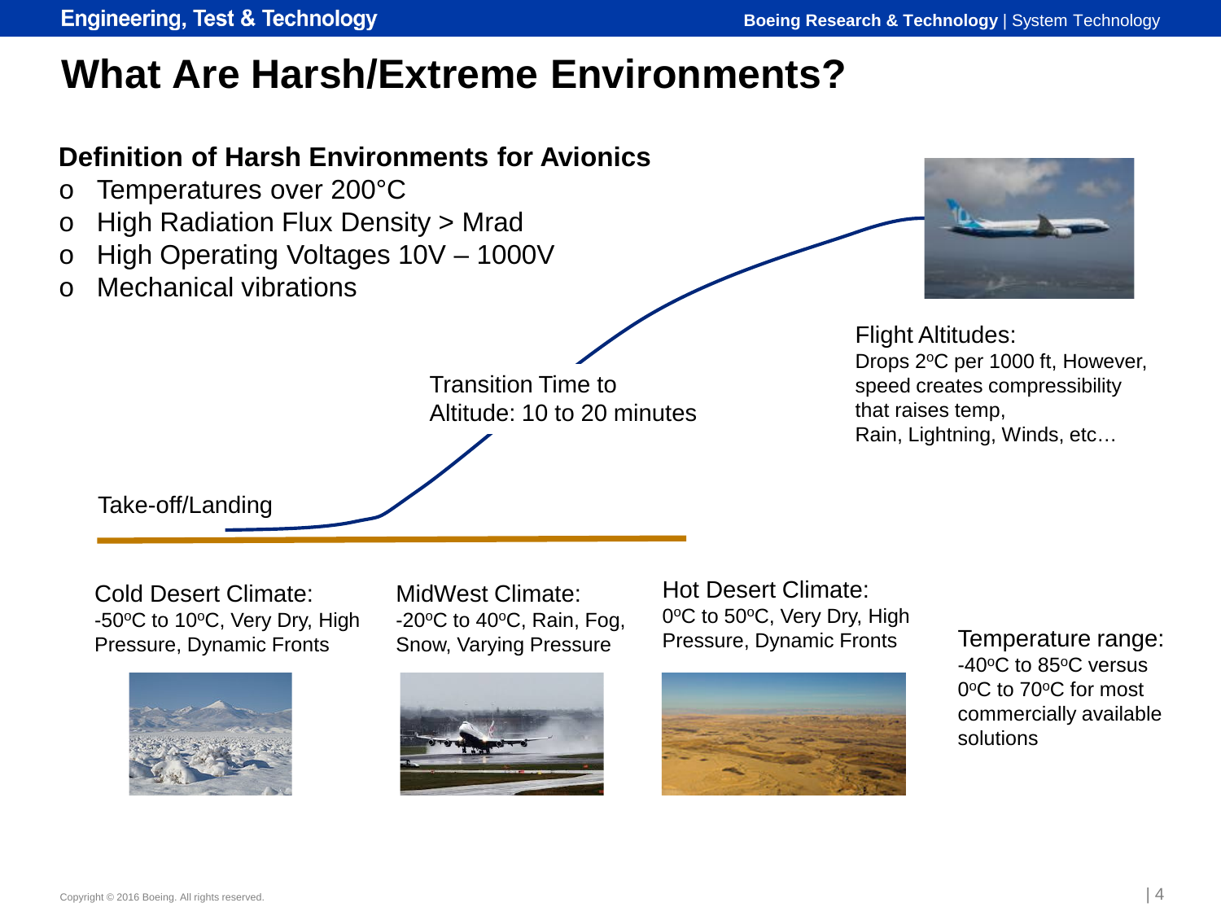# What Are Harsh/Extreme Environments?

**Definition of Harsh Environments for Avionics**

- Temperatures over 200°C
- High Radiation Flux Density > Mrad
- High Operating Voltages 10V – 1000V
- Mechanical vibrations

Flight Altitudes:
Drops 2°C per 1000 ft, However, speed creates compressibility that raises temp,
Rain, Lightning, Winds, etc…

Transition Time to Altitude: 10 to 20 minutes

Take-off/Landing

Cold Desert Climate:
-50°C to 10°C, Very Dry, High Pressure, Dynamic Fronts

MidWest Climate:
-20°C to 40°C, Rain, Fog, Snow, Varying Pressure

Hot Desert Climate:
0°C to 50°C, Very Dry, High Pressure, Dynamic Fronts

Temperature range:
-40°C to 85°C versus 0°C to 70°C for most commercially available solutions

Copyright © 2016 Boeing. All rights reserved.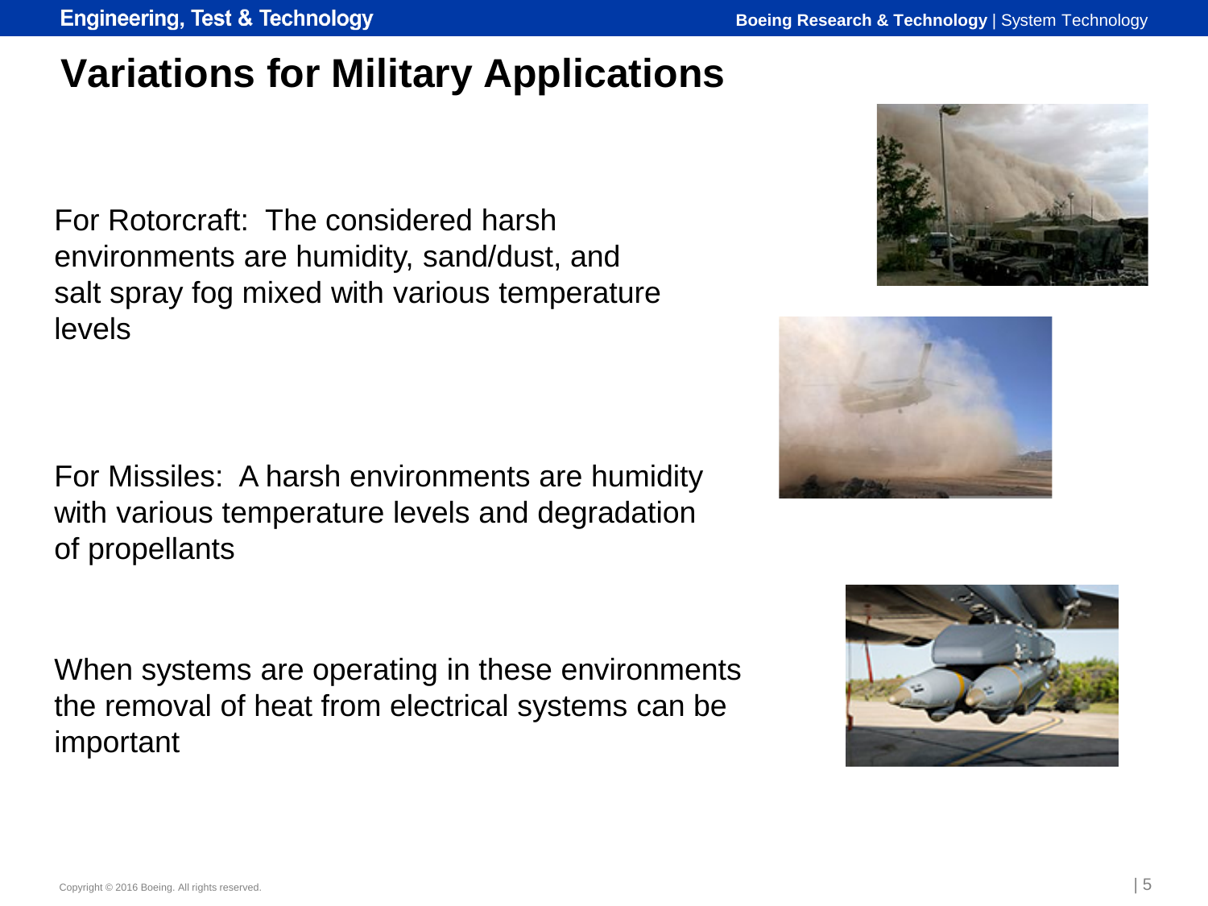# Variations for Military Applications

For Rotorcraft:  The considered harsh environments are humidity, sand/dust, and salt spray fog mixed with various temperature levels

For Missiles:  A harsh environments are humidity with various temperature levels and degradation of propellants

When systems are operating in these environments the removal of heat from electrical systems can be important

Copyright © 2016 Boeing. All rights reserved.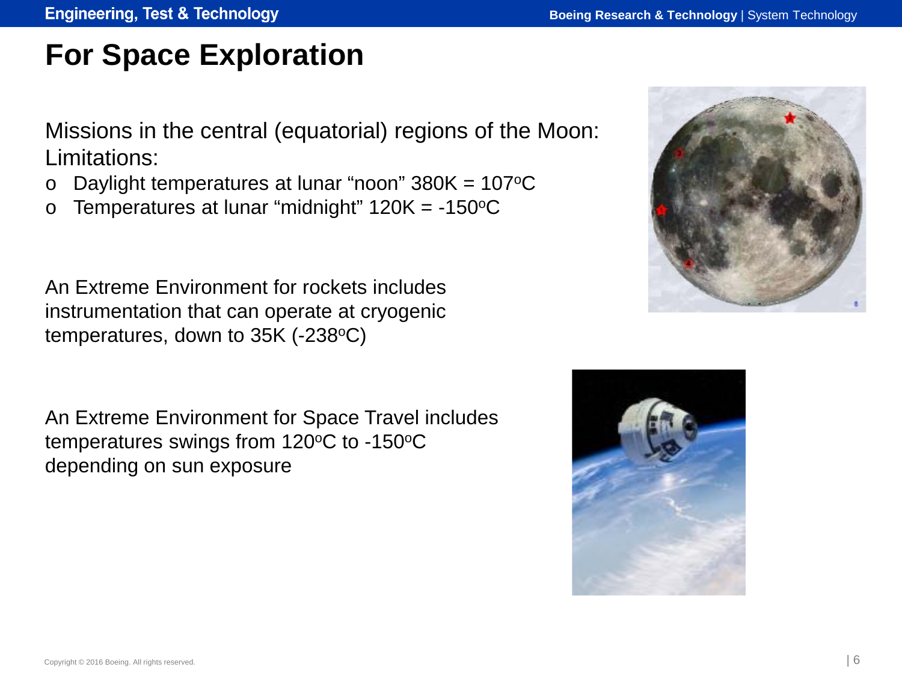# For Space Exploration

Missions in the central (equatorial) regions of the Moon: Limitations:

- Daylight temperatures at lunar "noon" 380K = 107$^{o}$C
- Temperatures at lunar "midnight" 120K = -150$^{o}$C

An Extreme Environment for rockets includes instrumentation that can operate at cryogenic temperatures, down to 35K (-238$^{o}$C)

An Extreme Environment for Space Travel includes temperatures swings from 120$^{o}$C to -150$^{o}$C depending on sun exposure

Copyright © 2016 Boeing. All rights reserved.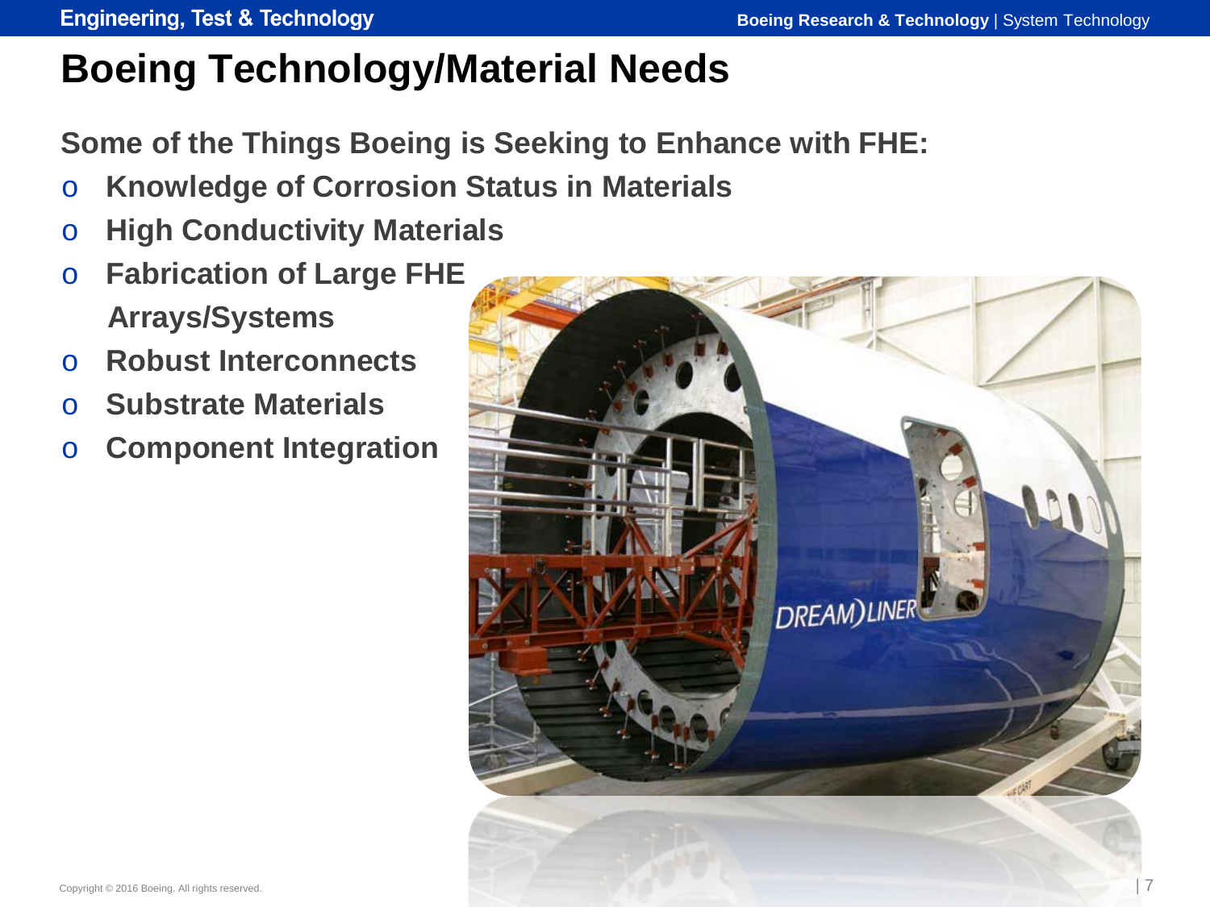# Boeing Technology/Material Needs

**Some of the Things Boeing is Seeking to Enhance with FHE:**

- **Knowledge of Corrosion Status in Materials**
- **High Conductivity Materials**
- **Fabrication of Large FHE Arrays/Systems**
- **Robust Interconnects**
- **Substrate Materials**
- **Component Integration**

Copyright © 2016 Boeing. All rights reserved.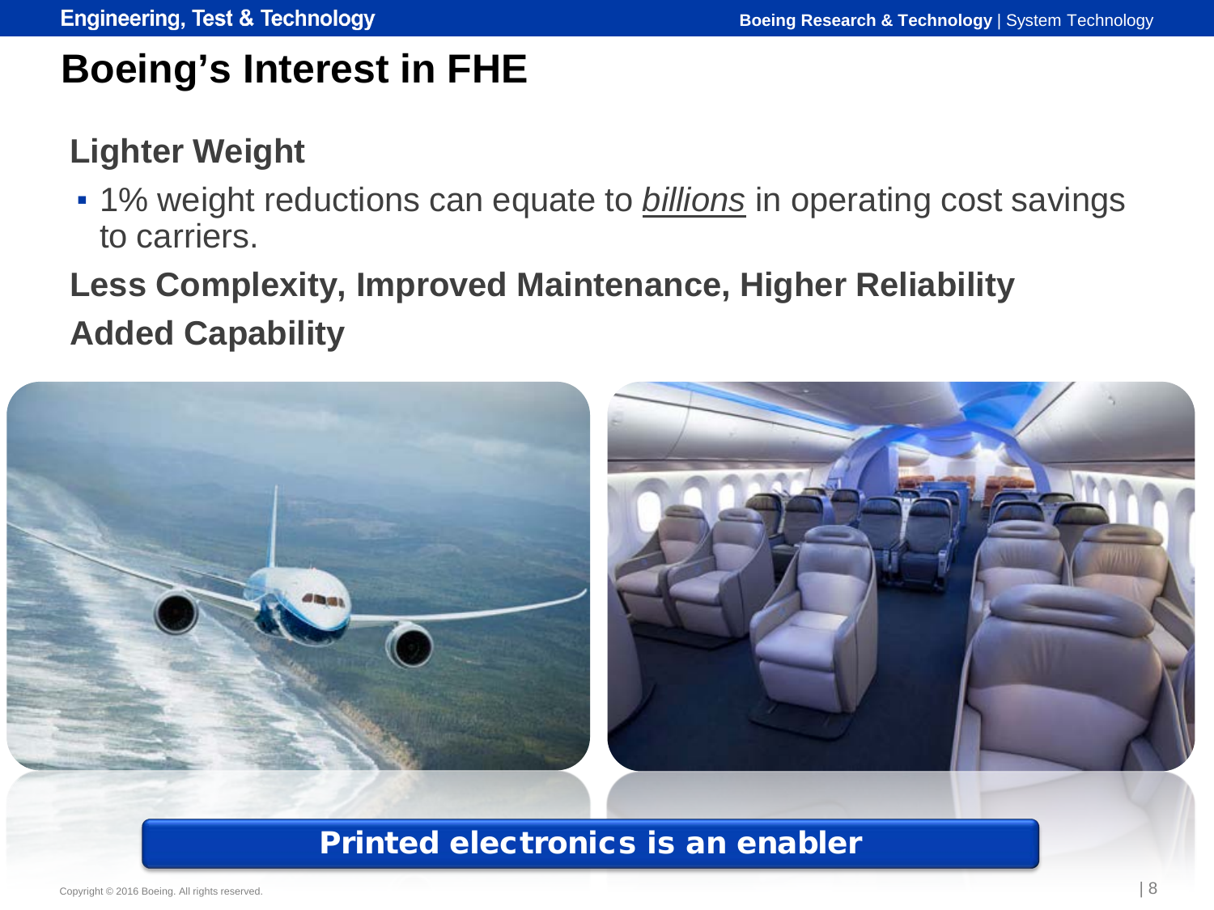# Boeing's Interest in FHE

## Lighter Weight

- 1% weight reductions can equate to ***billions*** in operating cost savings to carriers.

## Less Complexity, Improved Maintenance, Higher Reliability

## Added Capability

**Printed electronics is an enabler**

Copyright © 2016 Boeing. All rights reserved.